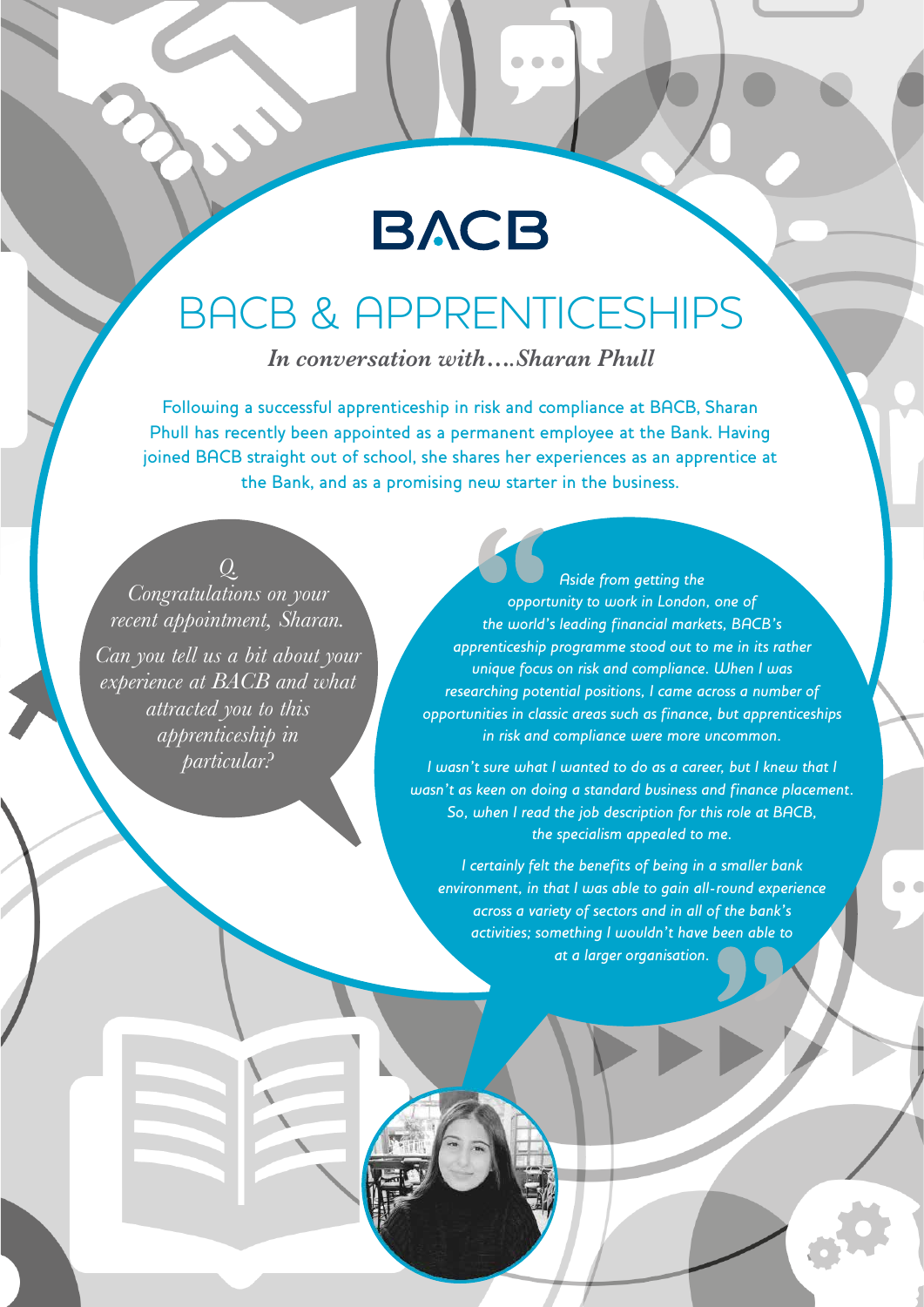# BACB

## BACB & APPRENTICESHIPS

***In conversation with….Sharan Phull***

Following a successful apprenticeship in risk and compliance at BACB, Sharan Phull has recently been appointed as a permanent employee at the Bank. Having joined BACB straight out of school, she shares her experiences as an apprentice at the Bank, and as a promising new starter in the business.

*Q.*
*Congratulations on your recent appointment, Sharan.*
*Can you tell us a bit about your experience at BACB and what attracted you to this apprenticeship in particular?*

*"Aside from getting the opportunity to work in London, one of the world's leading financial markets, BACB's apprenticeship programme stood out to me in its rather unique focus on risk and compliance. When I was researching potential positions, I came across a number of opportunities in classic areas such as finance, but apprenticeships in risk and compliance were more uncommon.*

*I wasn't sure what I wanted to do as a career, but I knew that I wasn't as keen on doing a standard business and finance placement. So, when I read the job description for this role at BACB, the specialism appealed to me.*

*I certainly felt the benefits of being in a smaller bank environment, in that I was able to gain all-round experience across a variety of sectors and in all of the bank's activities; something I wouldn't have been able to at a larger organisation."*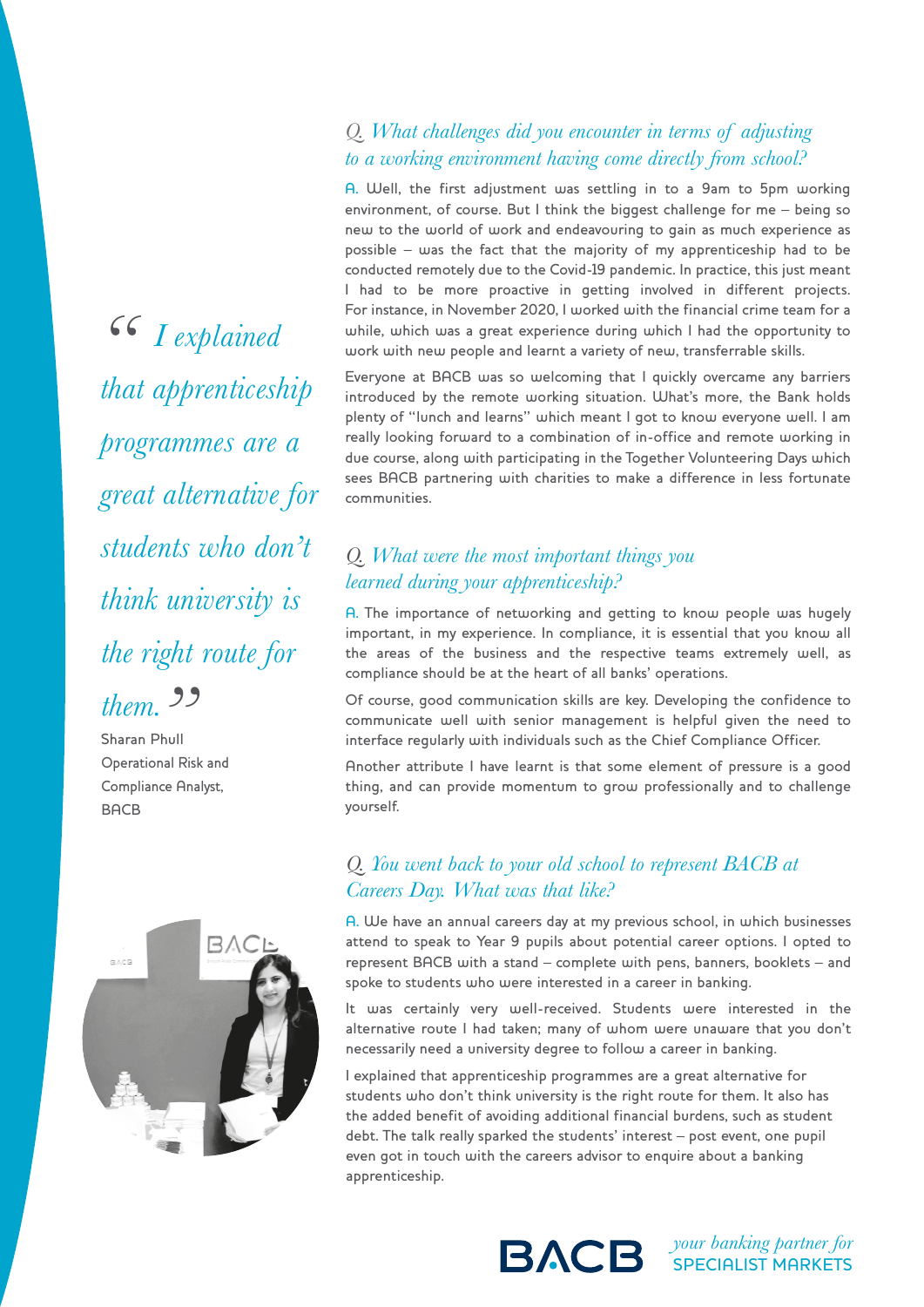> *"I explained that apprenticeship programmes are a great alternative for students who don't think university is the right route for them."*
>
> Sharan Phull
> Operational Risk and Compliance Analyst, BACB

## *Q. What challenges did you encounter in terms of adjusting to a working environment having come directly from school?*

**A.** Well, the first adjustment was settling in to a 9am to 5pm working environment, of course. But I think the biggest challenge for me – being so new to the world of work and endeavouring to gain as much experience as possible – was the fact that the majority of my apprenticeship had to be conducted remotely due to the Covid-19 pandemic. In practice, this just meant I had to be more proactive in getting involved in different projects. For instance, in November 2020, I worked with the financial crime team for a while, which was a great experience during which I had the opportunity to work with new people and learnt a variety of new, transferrable skills.

Everyone at BACB was so welcoming that I quickly overcame any barriers introduced by the remote working situation. What's more, the Bank holds plenty of "lunch and learns" which meant I got to know everyone well. I am really looking forward to a combination of in-office and remote working in due course, along with participating in the Together Volunteering Days which sees BACB partnering with charities to make a difference in less fortunate communities.

## *Q. What were the most important things you learned during your apprenticeship?*

**A.** The importance of networking and getting to know people was hugely important, in my experience. In compliance, it is essential that you know all the areas of the business and the respective teams extremely well, as compliance should be at the heart of all banks' operations.

Of course, good communication skills are key. Developing the confidence to communicate well with senior management is helpful given the need to interface regularly with individuals such as the Chief Compliance Officer.

Another attribute I have learnt is that some element of pressure is a good thing, and can provide momentum to grow professionally and to challenge yourself.

## *Q. You went back to your old school to represent BACB at Careers Day. What was that like?*

**A.** We have an annual careers day at my previous school, in which businesses attend to speak to Year 9 pupils about potential career options. I opted to represent BACB with a stand – complete with pens, banners, booklets – and spoke to students who were interested in a career in banking.

It was certainly very well-received. Students were interested in the alternative route I had taken; many of whom were unaware that you don't necessarily need a university degree to follow a career in banking.

I explained that apprenticeship programmes are a great alternative for students who don't think university is the right route for them. It also has the added benefit of avoiding additional financial burdens, such as student debt. The talk really sparked the students' interest – post event, one pupil even got in touch with the careers advisor to enquire about a banking apprenticeship.

**BACB** *your banking partner for* SPECIALIST MARKETS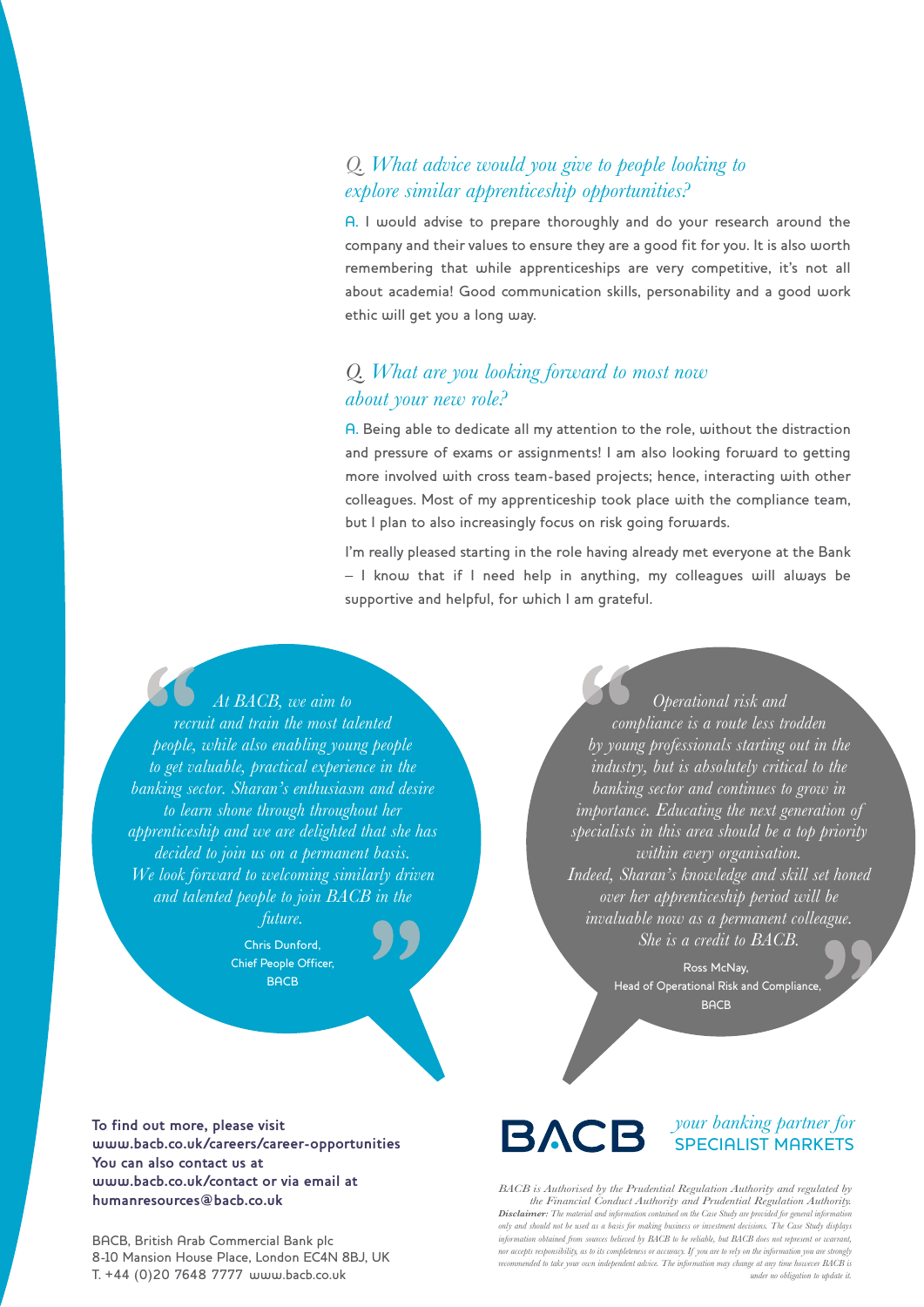*Q. What advice would you give to people looking to explore similar apprenticeship opportunities?*

A. I would advise to prepare thoroughly and do your research around the company and their values to ensure they are a good fit for you. It is also worth remembering that while apprenticeships are very competitive, it's not all about academia! Good communication skills, personability and a good work ethic will get you a long way.

*Q. What are you looking forward to most now about your new role?*

A. Being able to dedicate all my attention to the role, without the distraction and pressure of exams or assignments! I am also looking forward to getting more involved with cross team-based projects; hence, interacting with other colleagues. Most of my apprenticeship took place with the compliance team, but I plan to also increasingly focus on risk going forwards.

I'm really pleased starting in the role having already met everyone at the Bank – I know that if I need help in anything, my colleagues will always be supportive and helpful, for which I am grateful.

> *"At BACB, we aim to recruit and train the most talented people, while also enabling young people to get valuable, practical experience in the banking sector. Sharan's enthusiasm and desire to learn shone through throughout her apprenticeship and we are delighted that she has decided to join us on a permanent basis. We look forward to welcoming similarly driven and talented people to join BACB in the future."*
>
> Chris Dunford,
> Chief People Officer,
> BACB

> *"Operational risk and compliance is a route less trodden by young professionals starting out in the industry, but is absolutely critical to the banking sector and continues to grow in importance. Educating the next generation of specialists in this area should be a top priority within every organisation. Indeed, Sharan's knowledge and skill set honed over her apprenticeship period will be invaluable now as a permanent colleague. She is a credit to BACB."*
>
> Ross McNay,
> Head of Operational Risk and Compliance,
> BACB

**To find out more, please visit www.bacb.co.uk/careers/career-opportunities**
**You can also contact us at www.bacb.co.uk/contact or via email at humanresources@bacb.co.uk**

BACB, British Arab Commercial Bank plc
8-10 Mansion House Place, London EC4N 8BJ, UK
T. +44 (0)20 7648 7777 www.bacb.co.uk

**BACB** *your banking partner for* SPECIALIST MARKETS

*BACB is Authorised by the Prudential Regulation Authority and regulated by the Financial Conduct Authority and Prudential Regulation Authority.*

***Disclaimer:*** *The material and information contained on the Case Study are provided for general information only and should not be used as a basis for making business or investment decisions. The Case Study displays information obtained from sources believed by BACB to be reliable, but BACB does not represent or warrant, nor accepts responsibility, as to its completeness or accuracy. If you are to rely on the information you are strongly recommended to take your own independent advice. The information may change at any time however BACB is under no obligation to update it.*